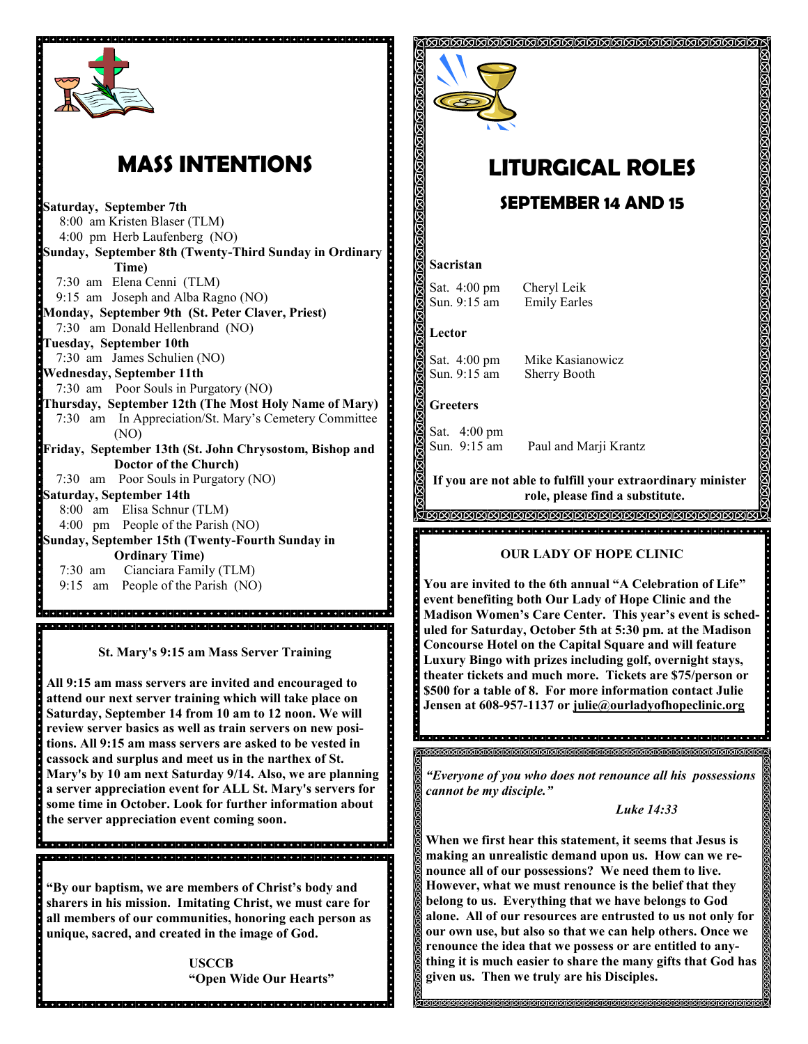## MASS INTENTIONS

**Saturday, September 7th**
8:00 am Kristen Blaser (TLM)
4:00 pm Herb Laufenberg (NO)

**Sunday, September 8th (Twenty-Third Sunday in Ordinary Time)**
7:30 am Elena Cenni (TLM)
9:15 am Joseph and Alba Ragno (NO)

**Monday, September 9th (St. Peter Claver, Priest)**
7:30 am Donald Hellenbrand (NO)

**Tuesday, September 10th**
7:30 am James Schulien (NO)

**Wednesday, September 11th**
7:30 am Poor Souls in Purgatory (NO)

**Thursday, September 12th (The Most Holy Name of Mary)**
7:30 am In Appreciation/St. Mary's Cemetery Committee (NO)

**Friday, September 13th (St. John Chrysostom, Bishop and Doctor of the Church)**
7:30 am Poor Souls in Purgatory (NO)

**Saturday, September 14th**
8:00 am Elisa Schnur (TLM)
4:00 pm People of the Parish (NO)

**Sunday, September 15th (Twenty-Fourth Sunday in Ordinary Time)**
7:30 am Cianciara Family (TLM)
9:15 am People of the Parish (NO)

**St. Mary's 9:15 am Mass Server Training**

**All 9:15 am mass servers are invited and encouraged to attend our next server training which will take place on Saturday, September 14 from 10 am to 12 noon. We will review server basics as well as train servers on new positions. All 9:15 am mass servers are asked to be vested in cassock and surplus and meet us in the narthex of St. Mary's by 10 am next Saturday 9/14. Also, we are planning a server appreciation event for ALL St. Mary's servers for some time in October. Look for further information about the server appreciation event coming soon.**

**"By our baptism, we are members of Christ's body and sharers in his mission. Imitating Christ, we must care for all members of our communities, honoring each person as unique, sacred, and created in the image of God.**

**USCCB**
**"Open Wide Our Hearts"**

## LITURGICAL ROLES

### SEPTEMBER 14 AND 15

**Sacristan**

Sat. 4:00 pm Cheryl Leik
Sun. 9:15 am Emily Earles

**Lector**

Sat. 4:00 pm Mike Kasianowicz
Sun. 9:15 am Sherry Booth

**Greeters**

Sat. 4:00 pm
Sun. 9:15 am Paul and Marji Krantz

**If you are not able to fulfill your extraordinary minister role, please find a substitute.**

**OUR LADY OF HOPE CLINIC**

**You are invited to the 6th annual "A Celebration of Life" event benefiting both Our Lady of Hope Clinic and the Madison Women's Care Center. This year's event is scheduled for Saturday, October 5th at 5:30 pm. at the Madison Concourse Hotel on the Capital Square and will feature Luxury Bingo with prizes including golf, overnight stays, theater tickets and much more. Tickets are $75/person or $500 for a table of 8. For more information contact Julie Jensen at 608-957-1137 or julie@ourladyofhopeclinic.org**

***"Everyone of you who does not renounce all his possessions cannot be my disciple."***

***Luke 14:33***

**When we first hear this statement, it seems that Jesus is making an unrealistic demand upon us. How can we renounce all of our possessions? We need them to live. However, what we must renounce is the belief that they belong to us. Everything that we have belongs to God alone. All of our resources are entrusted to us not only for our own use, but also so that we can help others. Once we renounce the idea that we possess or are entitled to anything it is much easier to share the many gifts that God has given us. Then we truly are his Disciples.**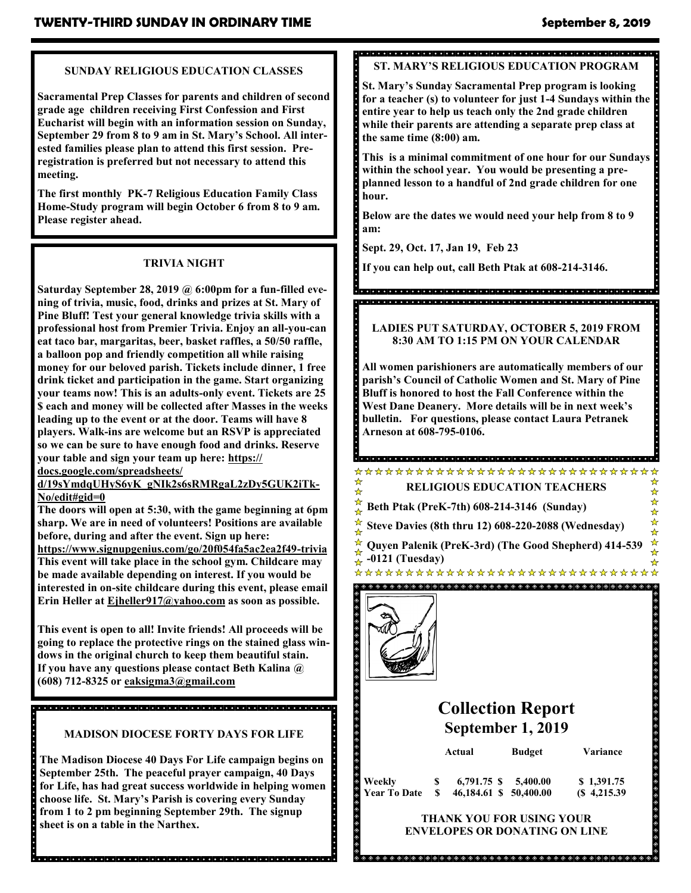## SUNDAY RELIGIOUS EDUCATION CLASSES

**Sacramental Prep Classes for parents and children of second grade age children receiving First Confession and First Eucharist will begin with an information session on Sunday, September 29 from 8 to 9 am in St. Mary's School. All interested families please plan to attend this first session. Pre-registration is preferred but not necessary to attend this meeting.**

**The first monthly PK-7 Religious Education Family Class Home-Study program will begin October 6 from 8 to 9 am. Please register ahead.**

## TRIVIA NIGHT

**Saturday September 28, 2019 @ 6:00pm for a fun-filled evening of trivia, music, food, drinks and prizes at St. Mary of Pine Bluff! Test your general knowledge trivia skills with a professional host from Premier Trivia. Enjoy an all-you-can eat taco bar, margaritas, beer, basket raffles, a 50/50 raffle, a balloon pop and friendly competition all while raising money for our beloved parish. Tickets include dinner, 1 free drink ticket and participation in the game. Start organizing your teams now! This is an adults-only event. Tickets are 25 $ each and money will be collected after Masses in the weeks leading up to the event or at the door. Teams will have 8 players. Walk-ins are welcome but an RSVP is appreciated so we can be sure to have enough food and drinks. Reserve your table and sign your team up here: https://docs.google.com/spreadsheets/d/19sYmdqUHyS6yK_gNIk2s6sRMRgaL2zDy5GUK2iTk-No/edit#gid=0**

**The doors will open at 5:30, with the game beginning at 6pm sharp. We are in need of volunteers! Positions are available before, during and after the event. Sign up here: https://www.signupgenius.com/go/20f054fa5ac2ea2f49-trivia This event will take place in the school gym. Childcare may be made available depending on interest. If you would be interested in on-site childcare during this event, please email Erin Heller at Ejheller917@yahoo.com as soon as possible.**

**This event is open to all! Invite friends! All proceeds will be going to replace the protective rings on the stained glass windows in the original church to keep them beautiful stain. If you have any questions please contact Beth Kalina @ (608) 712-8325 or eaksigma3@gmail.com**

## MADISON DIOCESE FORTY DAYS FOR LIFE

**The Madison Diocese 40 Days For Life campaign begins on September 25th. The peaceful prayer campaign, 40 Days for Life, has had great success worldwide in helping women choose life. St. Mary's Parish is covering every Sunday from 1 to 2 pm beginning September 29th. The signup sheet is on a table in the Narthex.**

## ST. MARY'S RELIGIOUS EDUCATION PROGRAM

**St. Mary's Sunday Sacramental Prep program is looking for a teacher (s) to volunteer for just 1-4 Sundays within the entire year to help us teach only the 2nd grade children while their parents are attending a separate prep class at the same time (8:00) am.**

**This is a minimal commitment of one hour for our Sundays within the school year. You would be presenting a pre-planned lesson to a handful of 2nd grade children for one hour.**

**Below are the dates we would need your help from 8 to 9 am:**

**Sept. 29, Oct. 17, Jan 19, Feb 23**

**If you can help out, call Beth Ptak at 608-214-3146.**

## LADIES PUT SATURDAY, OCTOBER 5, 2019 FROM 8:30 AM TO 1:15 PM ON YOUR CALENDAR

**All women parishioners are automatically members of our parish's Council of Catholic Women and St. Mary of Pine Bluff is honored to host the Fall Conference within the West Dane Deanery. More details will be in next week's bulletin. For questions, please contact Laura Petranek Arneson at 608-795-0106.**

## RELIGIOUS EDUCATION TEACHERS

**Beth Ptak (PreK-7th) 608-214-3146 (Sunday)**

**Steve Davies (8th thru 12) 608-220-2088 (Wednesday)**

**Quyen Palenik (PreK-3rd) (The Good Shepherd) 414-539-0121 (Tuesday)**

## Collection Report
### September 1, 2019

| | Actual | Budget | Variance |
|---|---|---|---|
| Weekly | $ 6,791.75 | $ 5,400.00 | $ 1,391.75 |
| Year To Date | $ 46,184.61 | $ 50,400.00 | ($ 4,215.39 |

**THANK YOU FOR USING YOUR ENVELOPES OR DONATING ON LINE**